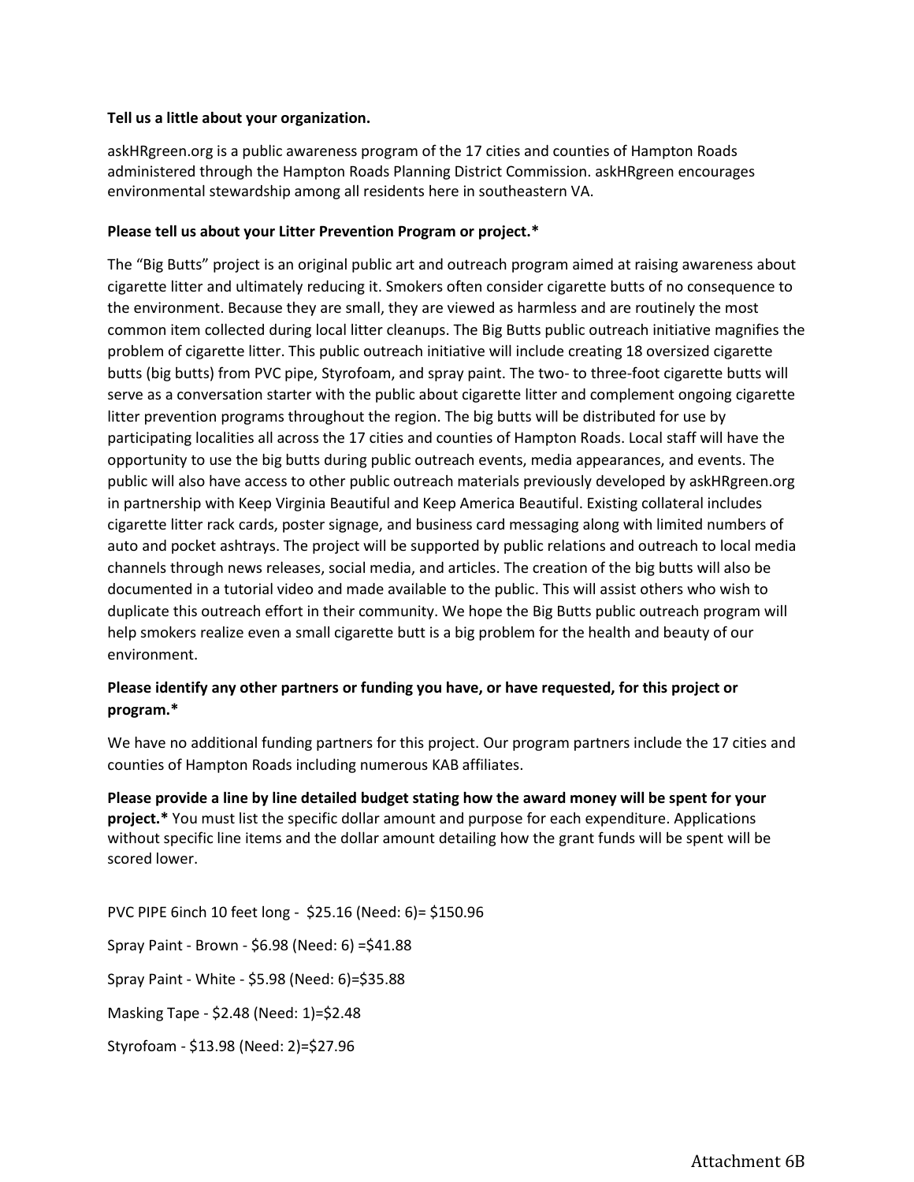**Tell us a little about your organization.**

askHRgreen.org is a public awareness program of the 17 cities and counties of Hampton Roads administered through the Hampton Roads Planning District Commission. askHRgreen encourages environmental stewardship among all residents here in southeastern VA.

**Please tell us about your Litter Prevention Program or project.***

The "Big Butts" project is an original public art and outreach program aimed at raising awareness about cigarette litter and ultimately reducing it. Smokers often consider cigarette butts of no consequence to the environment. Because they are small, they are viewed as harmless and are routinely the most common item collected during local litter cleanups. The Big Butts public outreach initiative magnifies the problem of cigarette litter. This public outreach initiative will include creating 18 oversized cigarette butts (big butts) from PVC pipe, Styrofoam, and spray paint. The two- to three-foot cigarette butts will serve as a conversation starter with the public about cigarette litter and complement ongoing cigarette litter prevention programs throughout the region. The big butts will be distributed for use by participating localities all across the 17 cities and counties of Hampton Roads. Local staff will have the opportunity to use the big butts during public outreach events, media appearances, and events. The public will also have access to other public outreach materials previously developed by askHRgreen.org in partnership with Keep Virginia Beautiful and Keep America Beautiful. Existing collateral includes cigarette litter rack cards, poster signage, and business card messaging along with limited numbers of auto and pocket ashtrays. The project will be supported by public relations and outreach to local media channels through news releases, social media, and articles. The creation of the big butts will also be documented in a tutorial video and made available to the public. This will assist others who wish to duplicate this outreach effort in their community. We hope the Big Butts public outreach program will help smokers realize even a small cigarette butt is a big problem for the health and beauty of our environment.

**Please identify any other partners or funding you have, or have requested, for this project or program.***

We have no additional funding partners for this project. Our program partners include the 17 cities and counties of Hampton Roads including numerous KAB affiliates.

**Please provide a line by line detailed budget stating how the award money will be spent for your project.*** You must list the specific dollar amount and purpose for each expenditure. Applications without specific line items and the dollar amount detailing how the grant funds will be spent will be scored lower.

PVC PIPE 6inch 10 feet long - $25.16 (Need: 6)= $150.96

Spray Paint - Brown - $6.98 (Need: 6) =$41.88

Spray Paint - White - $5.98 (Need: 6)=$35.88

Masking Tape - $2.48 (Need: 1)=$2.48

Styrofoam - $13.98 (Need: 2)=$27.96

Attachment 6B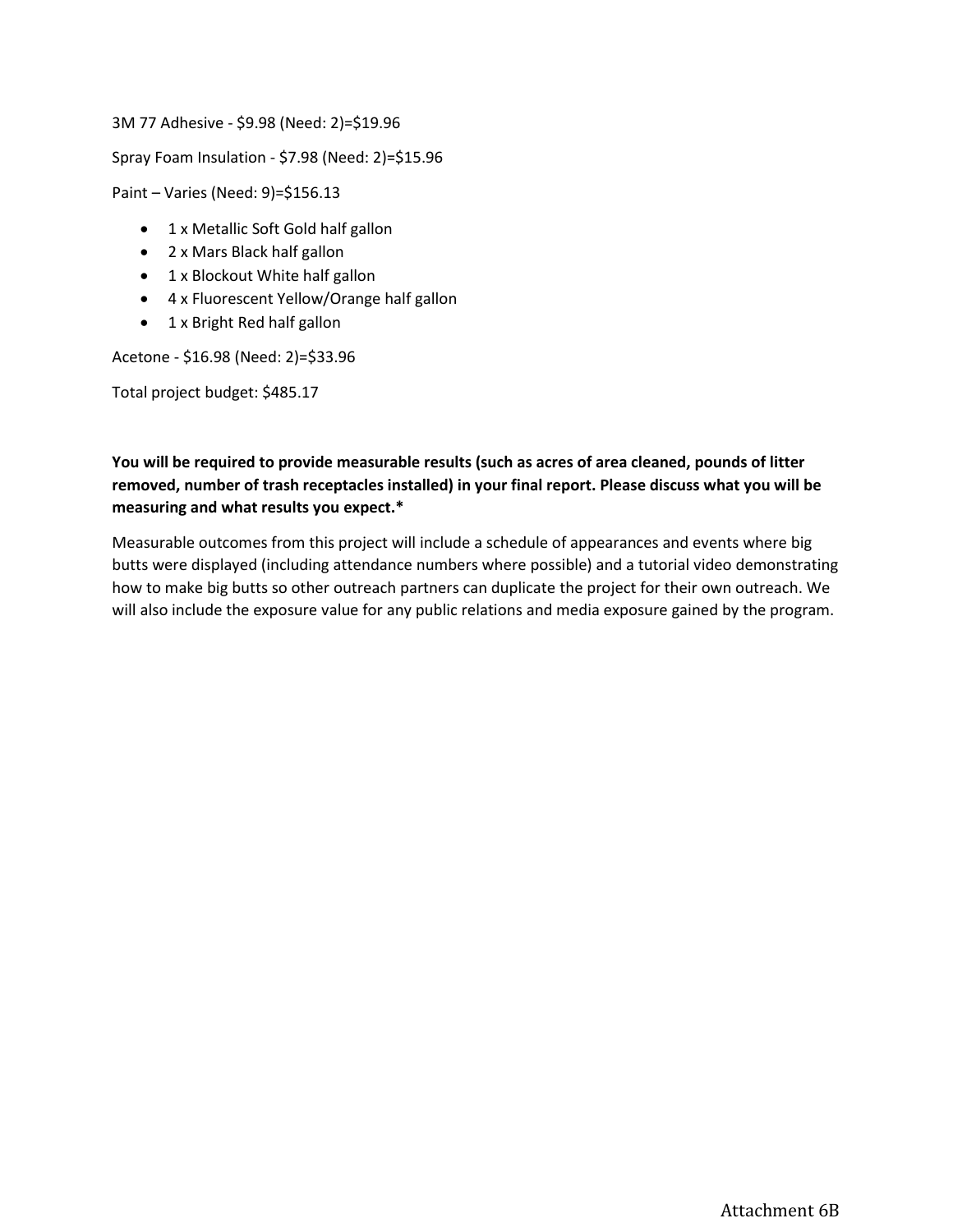3M 77 Adhesive - $9.98 (Need: 2)=$19.96

Spray Foam Insulation - $7.98 (Need: 2)=$15.96

Paint – Varies (Need: 9)=$156.13

- 1 x Metallic Soft Gold half gallon
- 2 x Mars Black half gallon
- 1 x Blockout White half gallon
- 4 x Fluorescent Yellow/Orange half gallon
- 1 x Bright Red half gallon

Acetone - $16.98 (Need: 2)=$33.96

Total project budget: $485.17

**You will be required to provide measurable results (such as acres of area cleaned, pounds of litter removed, number of trash receptacles installed) in your final report. Please discuss what you will be measuring and what results you expect.***

Measurable outcomes from this project will include a schedule of appearances and events where big butts were displayed (including attendance numbers where possible) and a tutorial video demonstrating how to make big butts so other outreach partners can duplicate the project for their own outreach. We will also include the exposure value for any public relations and media exposure gained by the program.

Attachment 6B